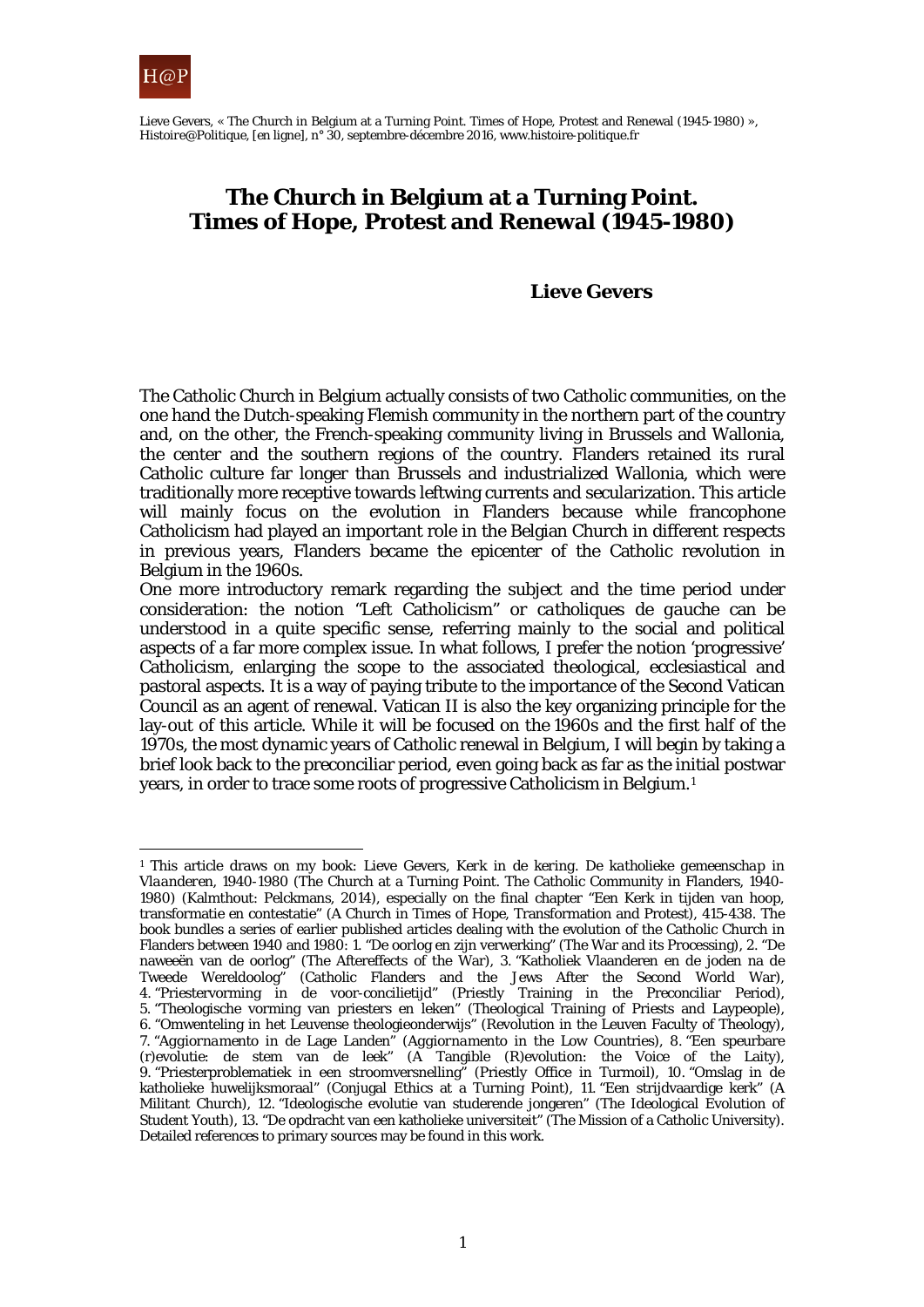Lieve Gevers, « The Church in Belgium at a Turning Point. Times of Hope, Protest and Renewal (1945-1980) », Histoire@Politique, [en ligne], n° 30, septembre-décembre 2016, www.histoire-politique.fr

# The Church in Belgium at a Turning Point. Times of Hope, Protest and Renewal (1945-1980)

**Lieve Gevers**

The Catholic Church in Belgium actually consists of two Catholic communities, on the one hand the Dutch-speaking Flemish community in the northern part of the country and, on the other, the French-speaking community living in Brussels and Wallonia, the center and the southern regions of the country. Flanders retained its rural Catholic culture far longer than Brussels and industrialized Wallonia, which were traditionally more receptive towards leftwing currents and secularization. This article will mainly focus on the evolution in Flanders because while francophone Catholicism had played an important role in the Belgian Church in different respects in previous years, Flanders became the epicenter of the Catholic revolution in Belgium in the 1960s.

One more introductory remark regarding the subject and the time period under consideration: the notion "Left Catholicism" or *catholiques de gauche* can be understood in a quite specific sense, referring mainly to the social and political aspects of a far more complex issue. In what follows, I prefer the notion 'progressive' Catholicism, enlarging the scope to the associated theological, ecclesiastical and pastoral aspects. It is a way of paying tribute to the importance of the Second Vatican Council as an agent of renewal. Vatican II is also the key organizing principle for the lay-out of this article. While it will be focused on the 1960s and the first half of the 1970s, the most dynamic years of Catholic renewal in Belgium, I will begin by taking a brief look back to the preconciliar period, even going back as far as the initial postwar years, in order to trace some roots of progressive Catholicism in Belgium.[1]

---

[1] This article draws on my book: Lieve Gevers, *Kerk in de kering. De katholieke gemeenschap in Vlaanderen, 1940-1980* (The Church at a Turning Point. The Catholic Community in Flanders, 1940-1980) (Kalmthout: Pelckmans, 2014), especially on the final chapter "Een Kerk in tijden van hoop, transformatie en contestatie" (A Church in Times of Hope, Transformation and Protest), 415-438. The book bundles a series of earlier published articles dealing with the evolution of the Catholic Church in Flanders between 1940 and 1980: 1. "De oorlog en zijn verwerking" (The War and its Processing), 2. "De naweeën van de oorlog" (The Aftereffects of the War), 3. "Katholiek Vlaanderen en de joden na de Tweede Wereldoorlog" (Catholic Flanders and the Jews After the Second World War), 4. "Priestervorming in de voor-concilietijd" (Priestly Training in the Preconciliar Period), 5. "Theologische vorming van priesters en leken" (Theological Training of Priests and Laypeople), 6. "Omwenteling in het Leuvense theologieonderwijs" (Revolution in the Leuven Faculty of Theology), 7. "*Aggiornamento* in de Lage Landen" (*Aggiornamento* in the Low Countries), 8. "Een speurbare (r)evolutie: de stem van de leek" (A Tangible (R)evolution: the Voice of the Laity), 9. "Priesterproblematiek in een stroomversnelling" (Priestly Office in Turmoil), 10. "Omslag in de katholieke huwelijksmoraal" (Conjugal Ethics at a Turning Point), 11. "Een strijdvaardige kerk" (A Militant Church), 12. "Ideologische evolutie van studerende jongeren" (The Ideological Evolution of Student Youth), 13. "De opdracht van een katholieke universiteit" (The Mission of a Catholic University). Detailed references to primary sources may be found in this work.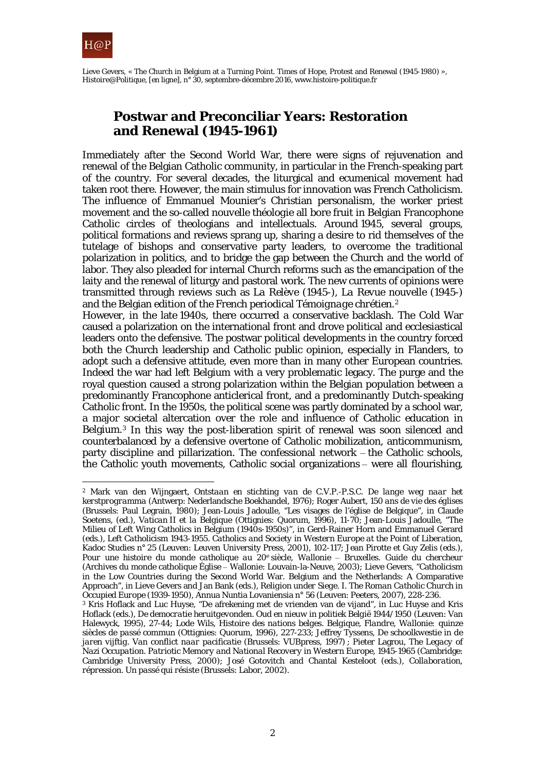## Postwar and Preconciliar Years: Restoration and Renewal (1945-1961)

Immediately after the Second World War, there were signs of rejuvenation and renewal of the Belgian Catholic community, in particular in the French-speaking part of the country. For several decades, the liturgical and ecumenical movement had taken root there. However, the main stimulus for innovation was French Catholicism. The influence of Emmanuel Mounier's Christian personalism, the worker priest movement and the so-called nouvelle théologie all bore fruit in Belgian Francophone Catholic circles of theologians and intellectuals. Around 1945, several groups, political formations and reviews sprang up, sharing a desire to rid themselves of the tutelage of bishops and conservative party leaders, to overcome the traditional polarization in politics, and to bridge the gap between the Church and the world of labor. They also pleaded for internal Church reforms such as the emancipation of the laity and the renewal of liturgy and pastoral work. The new currents of opinions were transmitted through reviews such as La Relève (1945-), La Revue nouvelle (1945-) and the Belgian edition of the French periodical *Témoignage chrétien*.[2]

However, in the late 1940s, there occurred a conservative backlash. The Cold War caused a polarization on the international front and drove political and ecclesiastical leaders onto the defensive. The postwar political developments in the country forced both the Church leadership and Catholic public opinion, especially in Flanders, to adopt such a defensive attitude, even more than in many other European countries. Indeed the war had left Belgium with a very problematic legacy. The purge and the royal question caused a strong polarization within the Belgian population between a predominantly Francophone anticlerical front, and a predominantly Dutch-speaking Catholic front. In the 1950s, the political scene was partly dominated by a school war, a major societal altercation over the role and influence of Catholic education in Belgium.[3] In this way the post-liberation spirit of renewal was soon silenced and counterbalanced by a defensive overtone of Catholic mobilization, anticommunism, party discipline and pillarization. The confessional network – the Catholic schools, the Catholic youth movements, Catholic social organizations – were all flourishing,

---

[2] Mark van den Wijngaert, *Ontstaan en stichting van de C.V.P.-P.S.C. De lange weg naar het kerstprogramma* (Antwerp: Nederlandsche Boekhandel, 1976); Roger Aubert, *150 ans de vie des églises* (Brussels: Paul Legrain, 1980); Jean-Louis Jadoulle, "Les visages de l'église de Belgique", in Claude Soetens, (ed.), *Vatican II et la Belgique* (Ottignies: Quorum, 1996), 11-70; Jean-Louis Jadoulle, "The Milieu of Left Wing Catholics in Belgium (1940s-1950s)", in Gerd-Rainer Horn and Emmanuel Gerard (eds.), *Left Catholicism 1943-1955. Catholics and Society in Western Europe at the Point of Liberation*, Kadoc Studies n° 25 (Leuven: Leuven University Press, 2001), 102-117; Jean Pirotte et Guy Zelis (eds.), *Pour une histoire du monde catholique au 20e siècle, Wallonie – Bruxelles. Guide du chercheur* (Archives du monde catholique Église – Wallonie: Louvain-la-Neuve, 2003); Lieve Gevers, "Catholicism in the Low Countries during the Second World War. Belgium and the Netherlands: A Comparative Approach", in Lieve Gevers and Jan Bank (eds.), *Religion under Siege. I. The Roman Catholic Church in Occupied Europe (1939-1950)*, Annua Nuntia Lovaniensia n° 56 (Leuven: Peeters, 2007), 228-236.

[3] Kris Hoflack and Luc Huyse, "De afrekening met de vrienden van de vijand", in Luc Huyse and Kris Hoflack (eds.), *De democratie heruitgevonden. Oud en nieuw in politiek België 1944/1950* (Leuven: Van Halewyck, 1995), 27-44; Lode Wils, *Histoire des nations belges. Belgique, Flandre, Wallonie: quinze siècles de passé commun* (Ottignies: Quorum, 1996), 227-233; Jeffrey Tyssens, *De schoolkwestie in de jaren vijftig. Van conflict naar pacificatie* (Brussels: VUBpress, 1997); Pieter Lagrou, *The Legacy of Nazi Occupation. Patriotic Memory and National Recovery in Western Europe, 1945-1965* (Cambridge: Cambridge University Press, 2000); José Gotovitch and Chantal Kesteloot (eds.), *Collaboration, répression. Un passé qui résiste* (Brussels: Labor, 2002).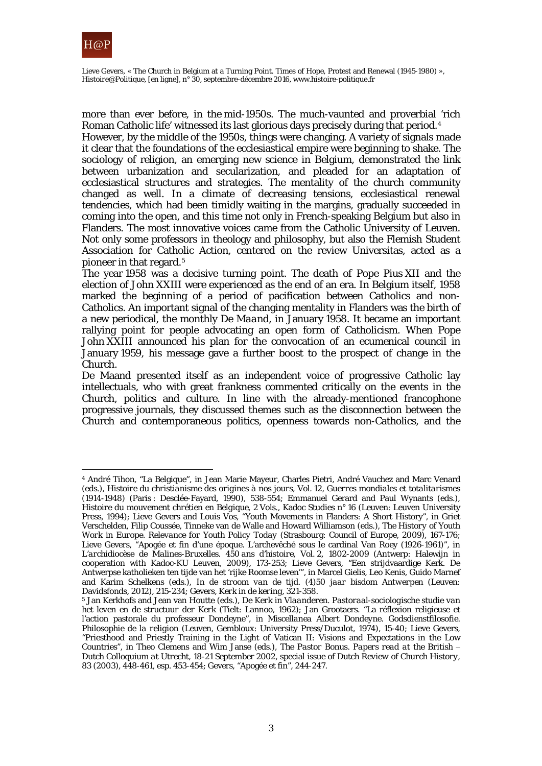more than ever before, in the mid-1950s. The much-vaunted and proverbial 'rich Roman Catholic life' witnessed its last glorious days precisely during that period.[4]

However, by the middle of the 1950s, things were changing. A variety of signals made it clear that the foundations of the ecclesiastical empire were beginning to shake. The sociology of religion, an emerging new science in Belgium, demonstrated the link between urbanization and secularization, and pleaded for an adaptation of ecclesiastical structures and strategies. The mentality of the church community changed as well. In a climate of decreasing tensions, ecclesiastical renewal tendencies, which had been timidly waiting in the margins, gradually succeeded in coming into the open, and this time not only in French-speaking Belgium but also in Flanders. The most innovative voices came from the Catholic University of Leuven. Not only some professors in theology and philosophy, but also the Flemish Student Association for Catholic Action, centered on the review Universitas, acted as a pioneer in that regard.[5]

The year 1958 was a decisive turning point. The death of Pope Pius XII and the election of John XXIII were experienced as the end of an era. In Belgium itself, 1958 marked the beginning of a period of pacification between Catholics and non-Catholics. An important signal of the changing mentality in Flanders was the birth of a new periodical, the monthly *De Maand*, in January 1958. It became an important rallying point for people advocating an open form of Catholicism. When Pope John XXIII announced his plan for the convocation of an ecumenical council in January 1959, his message gave a further boost to the prospect of change in the Church.

De Maand presented itself as an independent voice of progressive Catholic lay intellectuals, who with great frankness commented critically on the events in the Church, politics and culture. In line with the already-mentioned francophone progressive journals, they discussed themes such as the disconnection between the Church and contemporaneous politics, openness towards non-Catholics, and the

---

[4] André Tihon, "La Belgique", in Jean Marie Mayeur, Charles Pietri, André Vauchez and Marc Venard (eds.), *Histoire du christianisme des origines à nos jours*, Vol. 12, *Guerres mondiales et totalitarismes (1914-1948)* (Paris : Desclée-Fayard, 1990), 538-554; Emmanuel Gerard and Paul Wynants (eds.), *Histoire du mouvement chrétien en Belgique*, 2 Vols., Kadoc Studies n° 16 (Leuven: Leuven University Press, 1994); Lieve Gevers and Louis Vos, "Youth Movements in Flanders: A Short History", in Griet Verschelden, Filip Coussée, Tinneke van de Walle and Howard Williamson (eds.), *The History of Youth Work in Europe. Relevance for Youth Policy Today* (Strasbourg: Council of Europe, 2009), 167-176; Lieve Gevers, "Apogée et fin d'une époque. L'archevêché sous le cardinal Van Roey (1926-1961)", in *L'archidiocèse de Malines-Bruxelles. 450 ans d'histoire*, Vol. 2, *1802-2009* (Antwerp: Halewijn in cooperation with Kadoc-KU Leuven, 2009), 173-253; Lieve Gevers, "Een strijdvaardige Kerk. De Antwerpse katholieken ten tijde van het 'rijke Roomse leven'", in Marcel Gielis, Leo Kenis, Guido Marnef and Karim Schelkens (eds.), *In de stroom van de tijd. (4)50 jaar bisdom Antwerpen* (Leuven: Davidsfonds, 2012), 215-234; Gevers, *Kerk in de kering*, 321-358.

[5] Jan Kerkhofs and Jean van Houtte (eds.), *De Kerk in Vlaanderen. Pastoraal-sociologische studie van het leven en de structuur der Kerk* (Tielt: Lannoo, 1962); Jan Grootaers. "La réflexion religieuse et l'action pastorale du professeur Dondeyne", in *Miscellanea Albert Dondeyne. Godsdienstfilosofie. Philosophie de la religion* (Leuven, Gembloux: University Press/Duculot, 1974), 15-40; Lieve Gevers, "Priesthood and Priestly Training in the Light of Vatican II: Visions and Expectations in the Low Countries", in Theo Clemens and Wim Janse (eds.), *The Pastor Bonus. Papers read at the British – Dutch Colloquium at Utrecht, 18-21 September 2002*, special issue of *Dutch Review of Church History*, 83 (2003), 448-461, esp. 453-454; Gevers, "Apogée et fin", 244-247.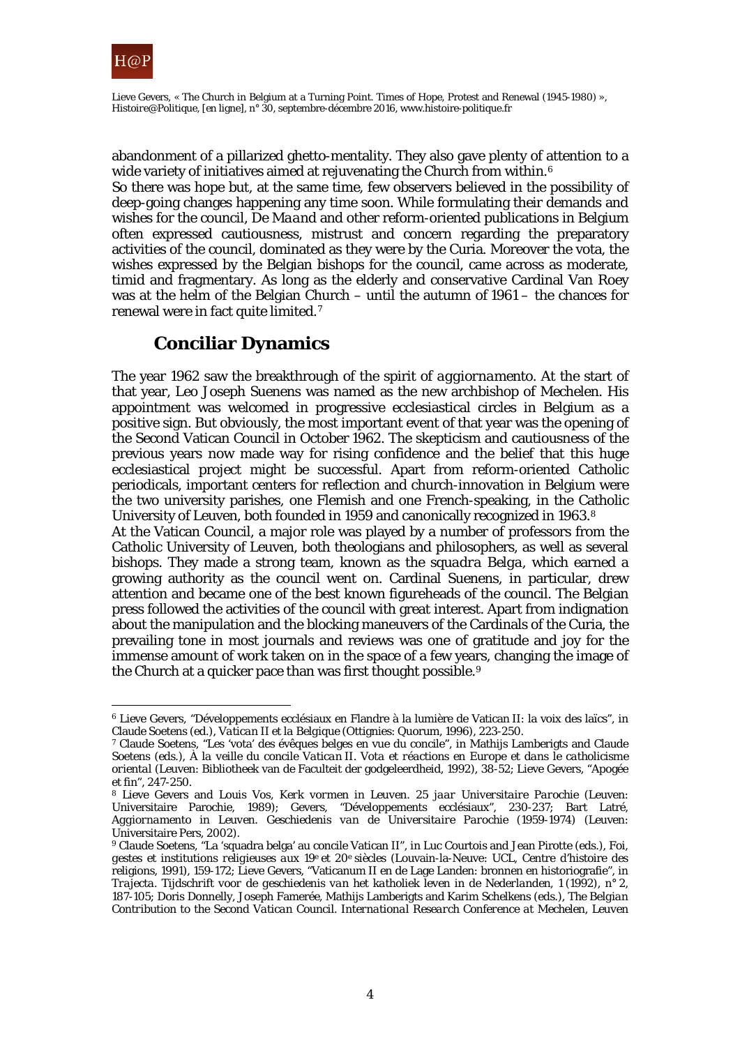abandonment of a pillarized ghetto-mentality. They also gave plenty of attention to a wide variety of initiatives aimed at rejuvenating the Church from within.[6]

So there was hope but, at the same time, few observers believed in the possibility of deep-going changes happening any time soon. While formulating their demands and wishes for the council, *De Maand* and other reform-oriented publications in Belgium often expressed cautiousness, mistrust and concern regarding the preparatory activities of the council, dominated as they were by the Curia. Moreover the vota, the wishes expressed by the Belgian bishops for the council, came across as moderate, timid and fragmentary. As long as the elderly and conservative Cardinal Van Roey was at the helm of the Belgian Church – until the autumn of 1961 – the chances for renewal were in fact quite limited.[7]

## Conciliar Dynamics

The year 1962 saw the breakthrough of the spirit of *aggiornamento*. At the start of that year, Leo Joseph Suenens was named as the new archbishop of Mechelen. His appointment was welcomed in progressive ecclesiastical circles in Belgium as a positive sign. But obviously, the most important event of that year was the opening of the Second Vatican Council in October 1962. The skepticism and cautiousness of the previous years now made way for rising confidence and the belief that this huge ecclesiastical project might be successful. Apart from reform-oriented Catholic periodicals, important centers for reflection and church-innovation in Belgium were the two university parishes, one Flemish and one French-speaking, in the Catholic University of Leuven, both founded in 1959 and canonically recognized in 1963.[8]

At the Vatican Council, a major role was played by a number of professors from the Catholic University of Leuven, both theologians and philosophers, as well as several bishops. They made a strong team, known as the *squadra Belga*, which earned a growing authority as the council went on. Cardinal Suenens, in particular, drew attention and became one of the best known figureheads of the council. The Belgian press followed the activities of the council with great interest. Apart from indignation about the manipulation and the blocking maneuvers of the Cardinals of the Curia, the prevailing tone in most journals and reviews was one of gratitude and joy for the immense amount of work taken on in the space of a few years, changing the image of the Church at a quicker pace than was first thought possible.[9]

---

[6] Lieve Gevers, "Développements ecclésiaux en Flandre à la lumière de Vatican II: la voix des laïcs", in Claude Soetens (ed.), *Vatican II et la Belgique* (Ottignies: Quorum, 1996), 223-250.

[7] Claude Soetens, "Les 'vota' des évêques belges en vue du concile", in Mathijs Lamberigts and Claude Soetens (eds.), *À la veille du concile Vatican II. Vota et réactions en Europe et dans le catholicisme oriental* (Leuven: Bibliotheek van de Faculteit der godgeleerdheid, 1992), 38-52; Lieve Gevers, "Apogée et fin", 247-250.

[8] Lieve Gevers and Louis Vos, *Kerk vormen in Leuven. 25 jaar Universitaire Parochie* (Leuven: Universitaire Parochie, 1989); Gevers, "Développements ecclésiaux", 230-237; Bart Latré, *Aggiornamento in Leuven. Geschiedenis van de Universitaire Parochie (1959-1974)* (Leuven: Universitaire Pers, 2002).

[9] Claude Soetens, "La 'squadra belga' au concile Vatican II", in Luc Courtois and Jean Pirotte (eds.), *Foi, gestes et institutions religieuses aux 19e et 20e siècles* (Louvain-la-Neuve: UCL, Centre d'histoire des religions, 1991), 159-172; Lieve Gevers, "Vaticanum II en de Lage Landen: bronnen en historiografie", in *Trajecta. Tijdschrift voor de geschiedenis van het katholiek leven in de Nederlanden*, 1 (1992), n° 2, 187-105; Doris Donnelly, Joseph Famerée, Mathijs Lamberigts and Karim Schelkens (eds.), *The Belgian Contribution to the Second Vatican Council. International Research Conference at Mechelen, Leuven*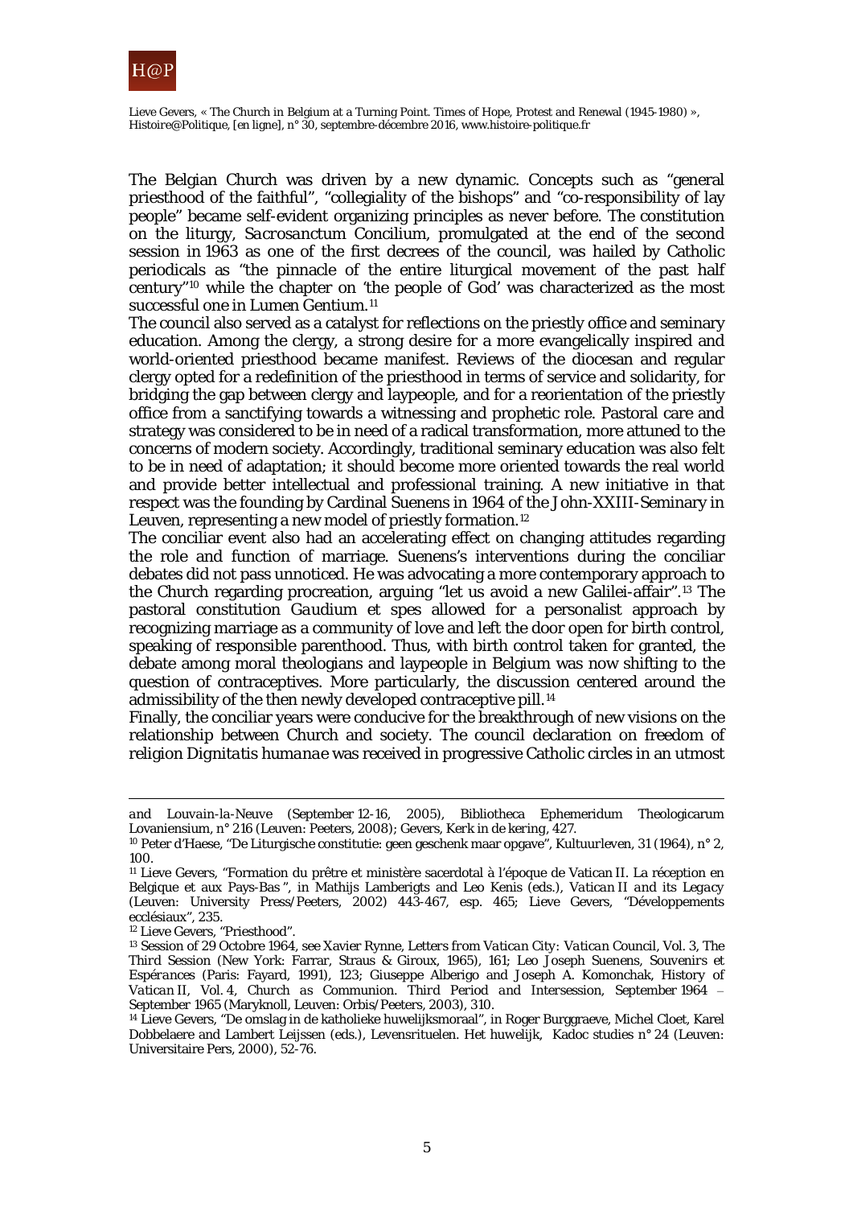The Belgian Church was driven by a new dynamic. Concepts such as "general priesthood of the faithful", "collegiality of the bishops" and "co-responsibility of lay people" became self-evident organizing principles as never before. The constitution on the liturgy, *Sacrosanctum Concilium*, promulgated at the end of the second session in 1963 as one of the first decrees of the council, was hailed by Catholic periodicals as "the pinnacle of the entire liturgical movement of the past half century"[10] while the chapter on 'the people of God' was characterized as the most successful one in Lumen Gentium.[11]

The council also served as a catalyst for reflections on the priestly office and seminary education. Among the clergy, a strong desire for a more evangelically inspired and world-oriented priesthood became manifest. Reviews of the diocesan and regular clergy opted for a redefinition of the priesthood in terms of service and solidarity, for bridging the gap between clergy and laypeople, and for a reorientation of the priestly office from a sanctifying towards a witnessing and prophetic role. Pastoral care and strategy was considered to be in need of a radical transformation, more attuned to the concerns of modern society. Accordingly, traditional seminary education was also felt to be in need of adaptation; it should become more oriented towards the real world and provide better intellectual and professional training. A new initiative in that respect was the founding by Cardinal Suenens in 1964 of the John-XXIII-Seminary in Leuven, representing a new model of priestly formation.[12]

The conciliar event also had an accelerating effect on changing attitudes regarding the role and function of marriage. Suenens's interventions during the conciliar debates did not pass unnoticed. He was advocating a more contemporary approach to the Church regarding procreation, arguing "let us avoid a new Galilei-affair".[13] The pastoral constitution *Gaudium et spes* allowed for a personalist approach by recognizing marriage as a community of love and left the door open for birth control, speaking of responsible parenthood. Thus, with birth control taken for granted, the debate among moral theologians and laypeople in Belgium was now shifting to the question of contraceptives. More particularly, the discussion centered around the admissibility of the then newly developed contraceptive pill.[14]

Finally, the conciliar years were conducive for the breakthrough of new visions on the relationship between Church and society. The council declaration on freedom of religion *Dignitatis humanae* was received in progressive Catholic circles in an utmost

---

*and Louvain-la-Neuve* (September 12-16, 2005), Bibliotheca Ephemeridum Theologicarum Lovaniensium, n° 216 (Leuven: Peeters, 2008); Gevers, *Kerk in de kering*, 427.

[10] Peter d'Haese, "De Liturgische constitutie: geen geschenk maar opgave", *Kultuurleven*, 31 (1964), n° 2, 100.

[11] Lieve Gevers, "Formation du prêtre et ministère sacerdotal à l'époque de Vatican II. La réception en Belgique et aux Pays-Bas", in Mathijs Lamberigts and Leo Kenis (eds.), *Vatican II and its Legacy* (Leuven: University Press/Peeters, 2002) 443-467, esp. 465; Lieve Gevers, "Développements ecclésiaux", 235.

[12] Lieve Gevers, "Priesthood".

[13] Session of 29 Octobre 1964, see Xavier Rynne, *Letters from Vatican City: Vatican Council*, Vol. 3, *The Third Session* (New York: Farrar, Straus & Giroux, 1965), 161; Leo Joseph Suenens, *Souvenirs et Espérances* (Paris: Fayard, 1991), 123; Giuseppe Alberigo and Joseph A. Komonchak, *History of Vatican II*, Vol. 4, *Church as Communion. Third Period and Intersession, September 1964 – September 1965* (Maryknoll, Leuven: Orbis/Peeters, 2003), 310.

[14] Lieve Gevers, "De omslag in de katholieke huwelijksmoraal", in Roger Burggraeve, Michel Cloet, Karel Dobbelaere and Lambert Leijssen (eds.), *Levensrituelen. Het huwelijk*, Kadoc studies n° 24 (Leuven: Universitaire Pers, 2000), 52-76.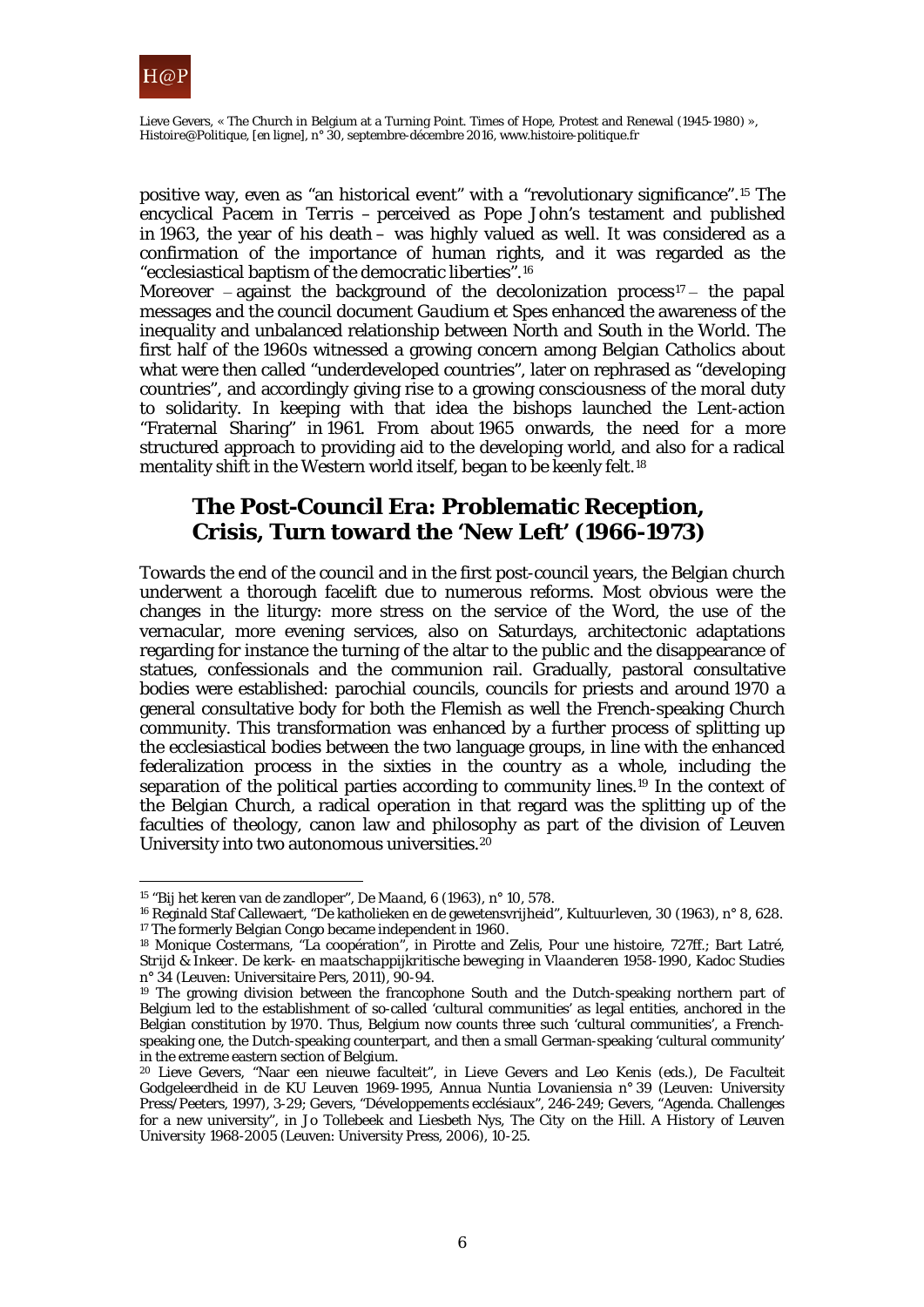positive way, even as "an historical event" with a "revolutionary significance".[15] The encyclical *Pacem in Terris* – perceived as Pope John's testament and published in 1963, the year of his death – was highly valued as well. It was considered as a confirmation of the importance of human rights, and it was regarded as the "ecclesiastical baptism of the democratic liberties".[16]

Moreover – against the background of the decolonization process[17] – the papal messages and the council document *Gaudium et Spes* enhanced the awareness of the inequality and unbalanced relationship between North and South in the World. The first half of the 1960s witnessed a growing concern among Belgian Catholics about what were then called "underdeveloped countries", later on rephrased as "developing countries", and accordingly giving rise to a growing consciousness of the moral duty to solidarity. In keeping with that idea the bishops launched the Lent-action "Fraternal Sharing" in 1961. From about 1965 onwards, the need for a more structured approach to providing aid to the developing world, and also for a radical mentality shift in the Western world itself, began to be keenly felt.[18]

## The Post-Council Era: Problematic Reception, Crisis, Turn toward the 'New Left' (1966-1973)

Towards the end of the council and in the first post-council years, the Belgian church underwent a thorough facelift due to numerous reforms. Most obvious were the changes in the liturgy: more stress on the service of the Word, the use of the vernacular, more evening services, also on Saturdays, architectonic adaptations regarding for instance the turning of the altar to the public and the disappearance of statues, confessionals and the communion rail. Gradually, pastoral consultative bodies were established: parochial councils, councils for priests and around 1970 a general consultative body for both the Flemish as well the French-speaking Church community. This transformation was enhanced by a further process of splitting up the ecclesiastical bodies between the two language groups, in line with the enhanced federalization process in the sixties in the country as a whole, including the separation of the political parties according to community lines.[19] In the context of the Belgian Church, a radical operation in that regard was the splitting up of the faculties of theology, canon law and philosophy as part of the division of Leuven University into two autonomous universities.[20]

---

[15] "Bij het keren van de zandloper", *De Maand*, 6 (1963), n° 10, 578.

[16] Reginald Staf Callewaert, "De katholieken en de gewetensvrijheid", *Kultuurleven*, 30 (1963), n° 8, 628.

[17] The formerly Belgian Congo became independent in 1960.

[18] Monique Costermans, "La coopération", in Pirotte and Zelis, *Pour une histoire*, 727ff.; Bart Latré, *Strijd & Inkeer. De kerk- en maatschappijkritische beweging in Vlaanderen 1958-1990*, Kadoc Studies n° 34 (Leuven: Universitaire Pers, 2011), 90-94.

[19] The growing division between the francophone South and the Dutch-speaking northern part of Belgium led to the establishment of so-called 'cultural communities' as legal entities, anchored in the Belgian constitution by 1970. Thus, Belgium now counts three such 'cultural communities', a French-speaking one, the Dutch-speaking counterpart, and then a small German-speaking 'cultural community' in the extreme eastern section of Belgium.

[20] Lieve Gevers, "Naar een nieuwe faculteit", in Lieve Gevers and Leo Kenis (eds.), *De Faculteit Godgeleerdheid in de KU Leuven 1969-1995*, Annua Nuntia Lovaniensia n° 39 (Leuven: University Press/Peeters, 1997), 3-29; Gevers, "Développements ecclésiaux", 246-249; Gevers, "Agenda. Challenges for a new university", in Jo Tollebeek and Liesbeth Nys, *The City on the Hill. A History of Leuven University 1968-2005* (Leuven: University Press, 2006), 10-25.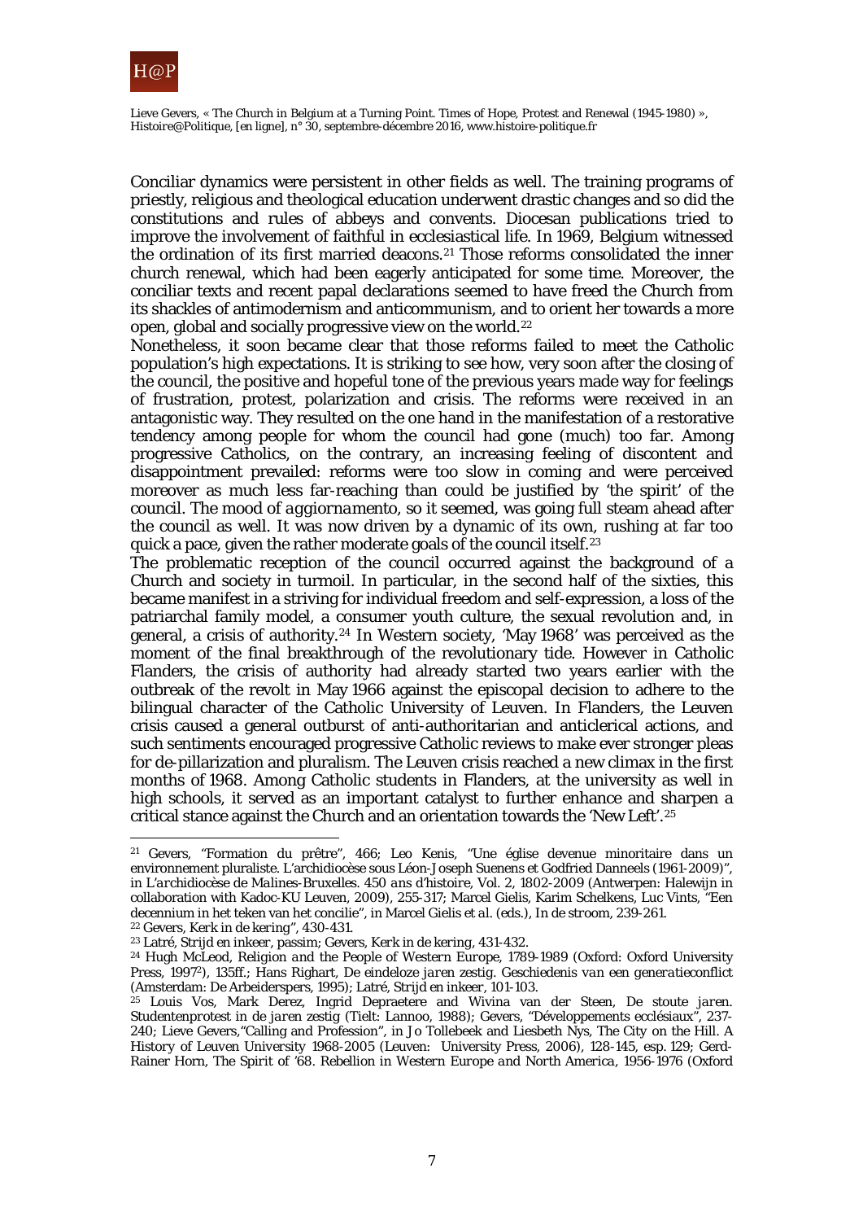Conciliar dynamics were persistent in other fields as well. The training programs of priestly, religious and theological education underwent drastic changes and so did the constitutions and rules of abbeys and convents. Diocesan publications tried to improve the involvement of faithful in ecclesiastical life. In 1969, Belgium witnessed the ordination of its first married deacons.[21] Those reforms consolidated the inner church renewal, which had been eagerly anticipated for some time. Moreover, the conciliar texts and recent papal declarations seemed to have freed the Church from its shackles of antimodernism and anticommunism, and to orient her towards a more open, global and socially progressive view on the world.[22]

Nonetheless, it soon became clear that those reforms failed to meet the Catholic population's high expectations. It is striking to see how, very soon after the closing of the council, the positive and hopeful tone of the previous years made way for feelings of frustration, protest, polarization and crisis. The reforms were received in an antagonistic way. They resulted on the one hand in the manifestation of a restorative tendency among people for whom the council had gone (much) too far. Among progressive Catholics, on the contrary, an increasing feeling of discontent and disappointment prevailed: reforms were too slow in coming and were perceived moreover as much less far-reaching than could be justified by 'the spirit' of the council. The mood of *aggiornamento*, so it seemed, was going full steam ahead after the council as well. It was now driven by a dynamic of its own, rushing at far too quick a pace, given the rather moderate goals of the council itself.[23]

The problematic reception of the council occurred against the background of a Church and society in turmoil. In particular, in the second half of the sixties, this became manifest in a striving for individual freedom and self-expression, a loss of the patriarchal family model, a consumer youth culture, the sexual revolution and, in general, a crisis of authority.[24] In Western society, 'May 1968' was perceived as the moment of the final breakthrough of the revolutionary tide. However in Catholic Flanders, the crisis of authority had already started two years earlier with the outbreak of the revolt in May 1966 against the episcopal decision to adhere to the bilingual character of the Catholic University of Leuven. In Flanders, the Leuven crisis caused a general outburst of anti-authoritarian and anticlerical actions, and such sentiments encouraged progressive Catholic reviews to make ever stronger pleas for de-pillarization and pluralism. The Leuven crisis reached a new climax in the first months of 1968. Among Catholic students in Flanders, at the university as well in high schools, it served as an important catalyst to further enhance and sharpen a critical stance against the Church and an orientation towards the 'New Left'.[25]

---

[21] Gevers, "Formation du prêtre", 466; Leo Kenis, "Une église devenue minoritaire dans un environnement pluraliste. L'archidiocèse sous Léon-Joseph Suenens et Godfried Danneels (1961-2009)", in *L'archidiocèse de Malines-Bruxelles. 450 ans d'histoire, Vol. 2, 1802-2009* (Antwerpen: Halewijn in collaboration with Kadoc-KU Leuven, 2009), 255-317; Marcel Gielis, Karim Schelkens, Luc Vints, "Een decennium in het teken van het concilie", in Marcel Gielis *et al.* (eds.), *In de stroom*, 239-261.

[22] Gevers, *Kerk in de kering*", 430-431.

[23] Latré, *Strijd en inkeer*, passim; Gevers, *Kerk in de kering*, 431-432.

[24] Hugh McLeod, *Religion and the People of Western Europe, 1789-1989* (Oxford: Oxford University Press, 1997²), 135ff.; Hans Righart, *De eindeloze jaren zestig. Geschiedenis van een generatieconflict* (Amsterdam: De Arbeiderspers, 1995); Latré, *Strijd en inkeer*, 101-103.

[25] Louis Vos, Mark Derez, Ingrid Depraetere and Wivina van der Steen, *De stoute jaren. Studentenprotest in de jaren zestig* (Tielt: Lannoo, 1988); Gevers, "Développements ecclésiaux", 237-240; Lieve Gevers,"Calling and Profession", in Jo Tollebeek and Liesbeth Nys, The City on the Hill. A History of Leuven University 1968-2005 (Leuven: University Press, 2006), 128-145, esp. 129; Gerd-Rainer Horn, *The Spirit of '68. Rebellion in Western Europe and North America, 1956-1976* (Oxford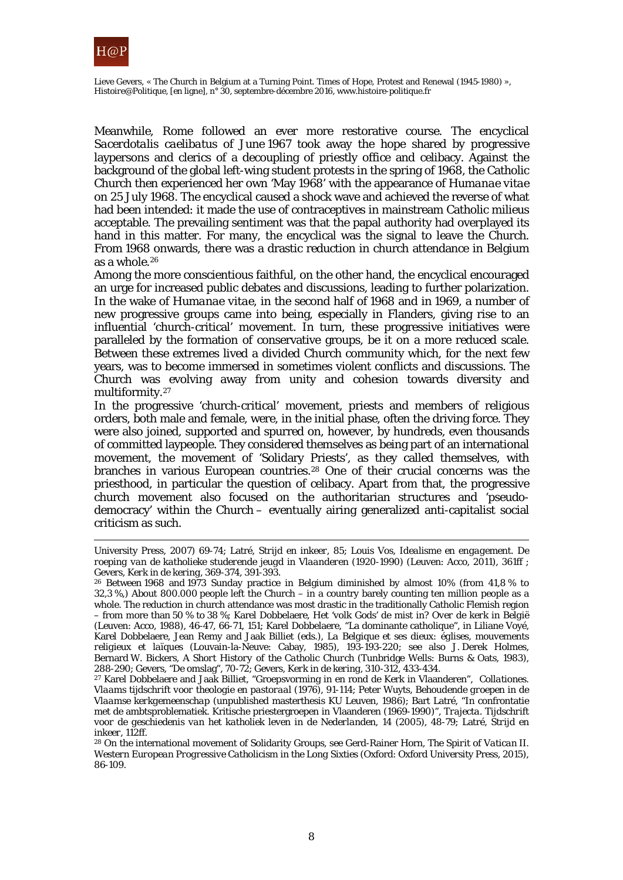Meanwhile, Rome followed an ever more restorative course. The encyclical *Sacerdotalis caelibatus* of June 1967 took away the hope shared by progressive laypersons and clerics of a decoupling of priestly office and celibacy. Against the background of the global left-wing student protests in the spring of 1968, the Catholic Church then experienced her own 'May 1968' with the appearance of *Humanae vitae* on 25 July 1968. The encyclical caused a shock wave and achieved the reverse of what had been intended: it made the use of contraceptives in mainstream Catholic milieus acceptable. The prevailing sentiment was that the papal authority had overplayed its hand in this matter. For many, the encyclical was the signal to leave the Church. From 1968 onwards, there was a drastic reduction in church attendance in Belgium as a whole.[26]

Among the more conscientious faithful, on the other hand, the encyclical encouraged an urge for increased public debates and discussions, leading to further polarization. In the wake of *Humanae vitae*, in the second half of 1968 and in 1969, a number of new progressive groups came into being, especially in Flanders, giving rise to an influential 'church-critical' movement. In turn, these progressive initiatives were paralleled by the formation of conservative groups, be it on a more reduced scale. Between these extremes lived a divided Church community which, for the next few years, was to become immersed in sometimes violent conflicts and discussions. The Church was evolving away from unity and cohesion towards diversity and multiformity.[27]

In the progressive 'church-critical' movement, priests and members of religious orders, both male and female, were, in the initial phase, often the driving force. They were also joined, supported and spurred on, however, by hundreds, even thousands of committed laypeople. They considered themselves as being part of an international movement, the movement of 'Solidary Priests', as they called themselves, with branches in various European countries.[28] One of their crucial concerns was the priesthood, in particular the question of celibacy. Apart from that, the progressive church movement also focused on the authoritarian structures and 'pseudo-democracy' within the Church – eventually airing generalized anti-capitalist social criticism as such.

---

University Press, 2007) 69-74; Latré, *Strijd en inkeer*, 85; Louis Vos, *Idealisme en engagement. De roeping van de katholieke studerende jeugd in Vlaanderen (1920-1990)* (Leuven: Acco, 2011), 361ff ; Gevers, *Kerk in de kering*, 369-374, 391-393.

[26] Between 1968 and 1973 Sunday practice in Belgium diminished by almost 10% (from 41,8 % to 32,3 %,) About 800.000 people left the Church – in a country barely counting ten million people as a whole. The reduction in church attendance was most drastic in the traditionally Catholic Flemish region – from more than 50 % to 38 %; Karel Dobbelaere, *Het 'volk Gods' de mist in? Over de kerk in België* (Leuven: Acco, 1988), 46-47, 66-71, 151; Karel Dobbelaere, "La dominante catholique", in Liliane Voyé, Karel Dobbelaere, Jean Remy and Jaak Billiet (eds.), *La Belgique et ses dieux: églises, mouvements religieux et laïques* (Louvain-la-Neuve: Cabay, 1985), 193-193-220; see also J. Derek Holmes, Bernard W. Bickers, *A Short History of the Catholic Church* (Tunbridge Wells: Burns & Oats, 1983), 288-290; Gevers, "De omslag", 70-72; Gevers, *Kerk in de kering*, 310-312, 433-434.

[27] Karel Dobbelaere and Jaak Billiet, "Groepsvorming in en rond de Kerk in Vlaanderen", *Collationes. Vlaams tijdschrift voor theologie en pastoraal* (1976), 91-114; Peter Wuyts, *Behoudende groepen in de Vlaamse kerkgemeenschap* (unpublished masterthesis KU Leuven, 1986); Bart Latré, "In confrontatie met de ambtsproblematiek. Kritische priestergroepen in Vlaanderen (1969-1990)", *Trajecta. Tijdschrift voor de geschiedenis van het katholiek leven in de Nederlanden*, 14 (2005), 48-79; Latré, *Strijd en inkeer*, 112ff.

[28] On the international movement of Solidarity Groups, see Gerd-Rainer Horn, *The Spirit of Vatican II. Western European Progressive Catholicism in the Long Sixties* (Oxford: Oxford University Press, 2015), 86-109.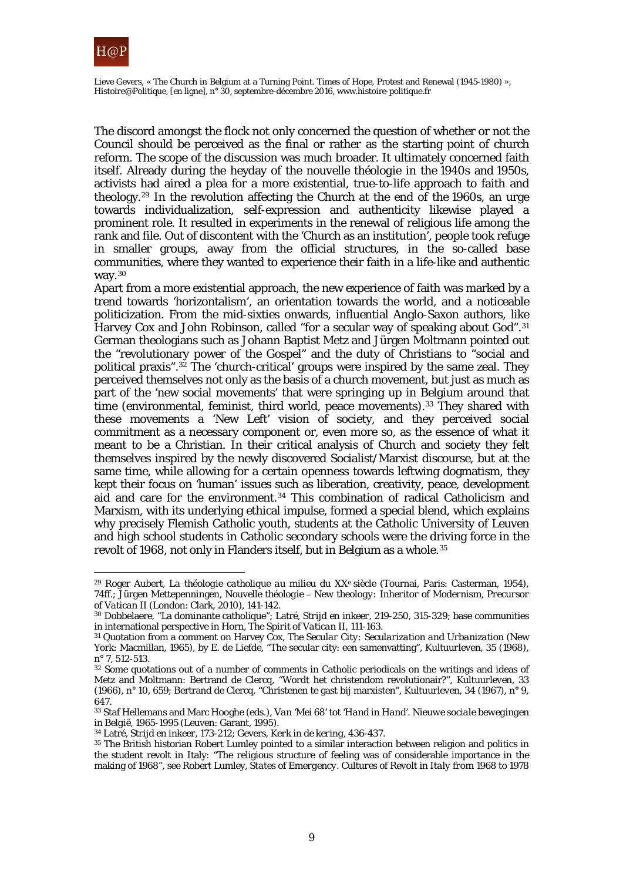The discord amongst the flock not only concerned the question of whether or not the Council should be perceived as the final or rather as the starting point of church reform. The scope of the discussion was much broader. It ultimately concerned faith itself. Already during the heyday of the nouvelle théologie in the 1940s and 1950s, activists had aired a plea for a more existential, true-to-life approach to faith and theology.[29] In the revolution affecting the Church at the end of the 1960s, an urge towards individualization, self-expression and authenticity likewise played a prominent role. It resulted in experiments in the renewal of religious life among the rank and file. Out of discontent with the 'Church as an institution', people took refuge in smaller groups, away from the official structures, in the so-called base communities, where they wanted to experience their faith in a life-like and authentic way.[30]

Apart from a more existential approach, the new experience of faith was marked by a trend towards 'horizontalism', an orientation towards the world, and a noticeable politicization. From the mid-sixties onwards, influential Anglo-Saxon authors, like Harvey Cox and John Robinson, called "for a secular way of speaking about God".[31] German theologians such as Johann Baptist Metz and Jürgen Moltmann pointed out the "revolutionary power of the Gospel" and the duty of Christians to "social and political praxis".[32] The 'church-critical' groups were inspired by the same zeal. They perceived themselves not only as the basis of a church movement, but just as much as part of the 'new social movements' that were springing up in Belgium around that time (environmental, feminist, third world, peace movements).[33] They shared with these movements a 'New Left' vision of society, and they perceived social commitment as a necessary component or, even more so, as the essence of what it meant to be a Christian. In their critical analysis of Church and society they felt themselves inspired by the newly discovered Socialist/Marxist discourse, but at the same time, while allowing for a certain openness towards leftwing dogmatism, they kept their focus on 'human' issues such as liberation, creativity, peace, development aid and care for the environment.[34] This combination of radical Catholicism and Marxism, with its underlying ethical impulse, formed a special blend, which explains why precisely Flemish Catholic youth, students at the Catholic University of Leuven and high school students in Catholic secondary schools were the driving force in the revolt of 1968, not only in Flanders itself, but in Belgium as a whole.[35]

---

[29] Roger Aubert, *La théologie catholique au milieu du XX[e] siècle* (Tournai, Paris: Casterman, 1954), 74ff.; Jürgen Mettepenningen, *Nouvelle théologie – New theology: Inheritor of Modernism, Precursor of Vatican II* (London: Clark, 2010), 141-142.

[30] Dobbelaere, "La dominante catholique"; Latré, *Strijd en inkeer*, 219-250, 315-329; base communities in international perspective in Horn, *The Spirit of Vatican II*, 111-163.

[31] Quotation from a comment on Harvey Cox, *The Secular City: Secularization and Urbanization* (New York: Macmillan, 1965), by E. de Liefde, "The secular city: een samenvatting", *Kultuurleven*, 35 (1968), n° 7, 512-513.

[32] Some quotations out of a number of comments in Catholic periodicals on the writings and ideas of Metz and Moltmann: Bertrand de Clercq, "Wordt het christendom revolutionair?", *Kultuurleven*, 33 (1966), n° 10, 659; Bertrand de Clercq, "Christenen te gast bij marxisten", *Kultuurleven*, 34 (1967), n° 9, 647.

[33] Staf Hellemans and Marc Hooghe (eds.), *Van 'Mei 68' tot 'Hand in Hand'. Nieuwe sociale bewegingen in België, 1965-1995* (Leuven: Garant, 1995).

[34] Latré, *Strijd en inkeer*, 173-212; Gevers, *Kerk in de kering*, 436-437.

[35] The British historian Robert Lumley pointed to a similar interaction between religion and politics in the student revolt in Italy: "The religious structure of feeling was of considerable importance in the making of 1968", see Robert Lumley, *States of Emergency. Cultures of Revolt in Italy from 1968 to 1978*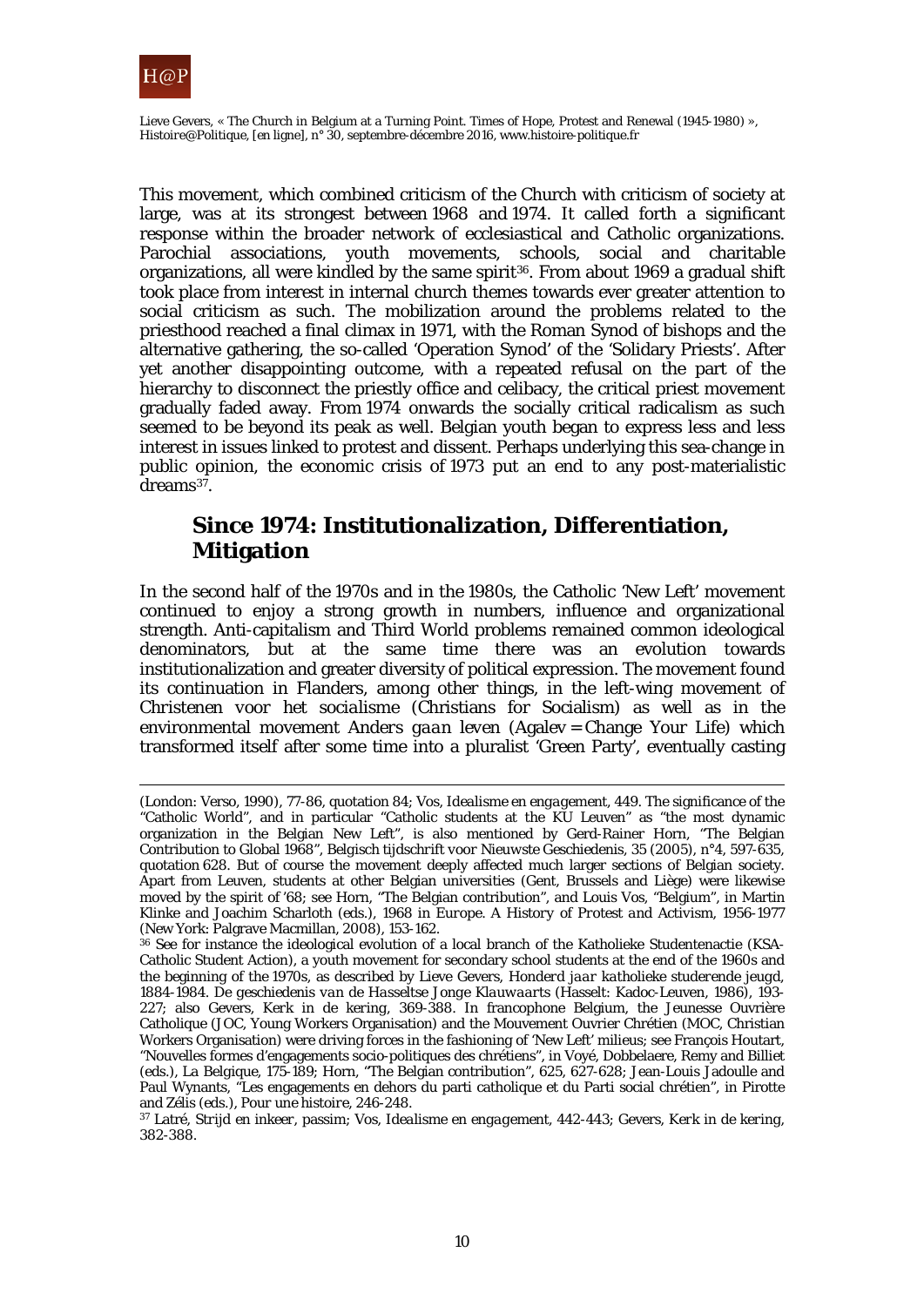This movement, which combined criticism of the Church with criticism of society at large, was at its strongest between 1968 and 1974. It called forth a significant response within the broader network of ecclesiastical and Catholic organizations. Parochial associations, youth movements, schools, social and charitable organizations, all were kindled by the same spirit[36]. From about 1969 a gradual shift took place from interest in internal church themes towards ever greater attention to social criticism as such. The mobilization around the problems related to the priesthood reached a final climax in 1971, with the Roman Synod of bishops and the alternative gathering, the so-called 'Operation Synod' of the 'Solidary Priests'. After yet another disappointing outcome, with a repeated refusal on the part of the hierarchy to disconnect the priestly office and celibacy, the critical priest movement gradually faded away. From 1974 onwards the socially critical radicalism as such seemed to be beyond its peak as well. Belgian youth began to express less and less interest in issues linked to protest and dissent. Perhaps underlying this sea-change in public opinion, the economic crisis of 1973 put an end to any post-materialistic dreams[37].

## Since 1974: Institutionalization, Differentiation, Mitigation

In the second half of the 1970s and in the 1980s, the Catholic 'New Left' movement continued to enjoy a strong growth in numbers, influence and organizational strength. Anti-capitalism and Third World problems remained common ideological denominators, but at the same time there was an evolution towards institutionalization and greater diversity of political expression. The movement found its continuation in Flanders, among other things, in the left-wing movement of *Christenen voor het socialisme* (Christians for Socialism) as well as in the environmental movement *Anders gaan leven* (Agalev = Change Your Life) which transformed itself after some time into a pluralist 'Green Party', eventually casting

---

(London: Verso, 1990), 77-86, quotation 84; Vos, *Idealisme en engagement*, 449. The significance of the "Catholic World", and in particular "Catholic students at the KU Leuven" as "the most dynamic organization in the Belgian New Left", is also mentioned by Gerd-Rainer Horn, "The Belgian Contribution to Global 1968", *Belgisch tijdschrift voor Nieuwste Geschiedenis*, 35 (2005), n°4, 597-635, quotation 628. But of course the movement deeply affected much larger sections of Belgian society. Apart from Leuven, students at other Belgian universities (Gent, Brussels and Liège) were likewise moved by the spirit of '68; see Horn, "The Belgian contribution", and Louis Vos, "Belgium", in Martin Klinke and Joachim Scharloth (eds.), *1968 in Europe. A History of Protest and Activism, 1956-1977* (New York: Palgrave Macmillan, 2008), 153-162.

[36] See for instance the ideological evolution of a local branch of the Katholieke Studentenactie (KSA-Catholic Student Action), a youth movement for secondary school students at the end of the 1960s and the beginning of the 1970s, as described by Lieve Gevers, *Honderd jaar katholieke studerende jeugd, 1884-1984. De geschiedenis van de Hasseltse Jonge Klauwaarts* (Hasselt: Kadoc-Leuven, 1986), 193-227; also Gevers, *Kerk in de kering*, 369-388. In francophone Belgium, the Jeunesse Ouvrière Catholique (JOC, Young Workers Organisation) and the Mouvement Ouvrier Chrétien (MOC, Christian Workers Organisation) were driving forces in the fashioning of 'New Left' milieus; see François Houtart, "Nouvelles formes d'engagements socio-politiques des chrétiens", in Voyé, Dobbelaere, Remy and Billiet (eds.), *La Belgique*, 175-189; Horn, "The Belgian contribution", 625, 627-628; Jean-Louis Jadoulle and Paul Wynants, "Les engagements en dehors du parti catholique et du Parti social chrétien", in Pirotte and Zélis (eds.), *Pour une histoire*, 246-248.

[37] Latré, *Strijd en inkeer*, passim; Vos, *Idealisme en engagement*, 442-443; Gevers, *Kerk in de kering*, 382-388.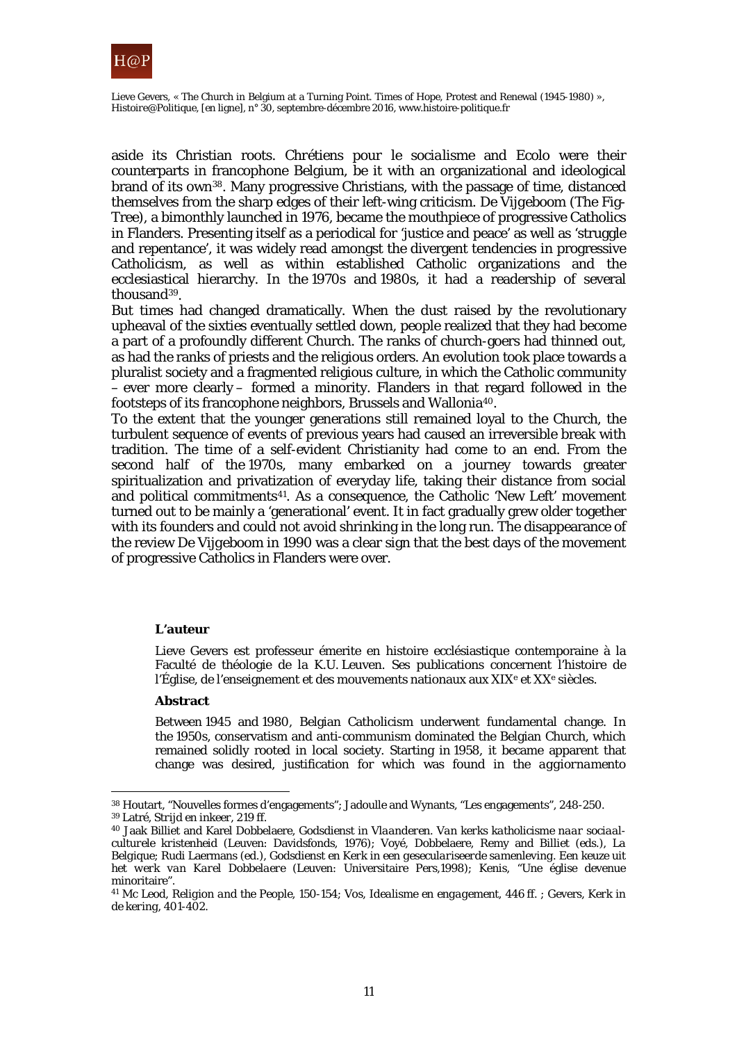aside its Christian roots. *Chrétiens pour le socialisme* and Ecolo were their counterparts in francophone Belgium, be it with an organizational and ideological brand of its own[38]. Many progressive Christians, with the passage of time, distanced themselves from the sharp edges of their left-wing criticism. *De Vijgeboom* (The Fig-Tree), a bimonthly launched in 1976, became the mouthpiece of progressive Catholics in Flanders. Presenting itself as a periodical for 'justice and peace' as well as 'struggle and repentance', it was widely read amongst the divergent tendencies in progressive Catholicism, as well as within established Catholic organizations and the ecclesiastical hierarchy. In the 1970s and 1980s, it had a readership of several thousand[39].

But times had changed dramatically. When the dust raised by the revolutionary upheaval of the sixties eventually settled down, people realized that they had become a part of a profoundly different Church. The ranks of church-goers had thinned out, as had the ranks of priests and the religious orders. An evolution took place towards a pluralist society and a fragmented religious culture, in which the Catholic community – ever more clearly – formed a minority. Flanders in that regard followed in the footsteps of its francophone neighbors, Brussels and Wallonia[40].

To the extent that the younger generations still remained loyal to the Church, the turbulent sequence of events of previous years had caused an irreversible break with tradition. The time of a self-evident Christianity had come to an end. From the second half of the 1970s, many embarked on a journey towards greater spiritualization and privatization of everyday life, taking their distance from social and political commitments[41]. As a consequence, the Catholic 'New Left' movement turned out to be mainly a 'generational' event. It in fact gradually grew older together with its founders and could not avoid shrinking in the long run. The disappearance of the review *De Vijgeboom* in 1990 was a clear sign that the best days of the movement of progressive Catholics in Flanders were over.

**L'auteur**

Lieve Gevers est professeur émerite en histoire ecclésiastique contemporaine à la Faculté de théologie de la K.U. Leuven. Ses publications concernent l'histoire de l'Église, de l'enseignement et des mouvements nationaux aux XIX[e] et XX[e] siècles.

**Abstract**

Between 1945 and 1980, Belgian Catholicism underwent fundamental change. In the 1950s, conservatism and anti-communism dominated the Belgian Church, which remained solidly rooted in local society. Starting in 1958, it became apparent that change was desired, justification for which was found in the *aggiornamento*

---

[38] Houtart, "Nouvelles formes d'engagements"; Jadoulle and Wynants, "Les engagements", 248-250.

[39] Latré, *Strijd en inkeer*, 219 ff.

[40] Jaak Billiet and Karel Dobbelaere, *Godsdienst in Vlaanderen. Van kerks katholicisme naar sociaal-culturele kristenheid* (Leuven: Davidsfonds, 1976); Voyé, Dobbelaere, Remy and Billiet (eds.), *La Belgique*; Rudi Laermans (ed.), *Godsdienst en Kerk in een geseculariseerde samenleving. Een keuze uit het werk van Karel Dobbelaere* (Leuven: Universitaire Pers,1998); Kenis, "Une église devenue minoritaire".

[41] Mc Leod, *Religion and the People*, 150-154; Vos, *Idealisme en engagement*, 446 ff. ; Gevers, *Kerk in de kering*, 401-402.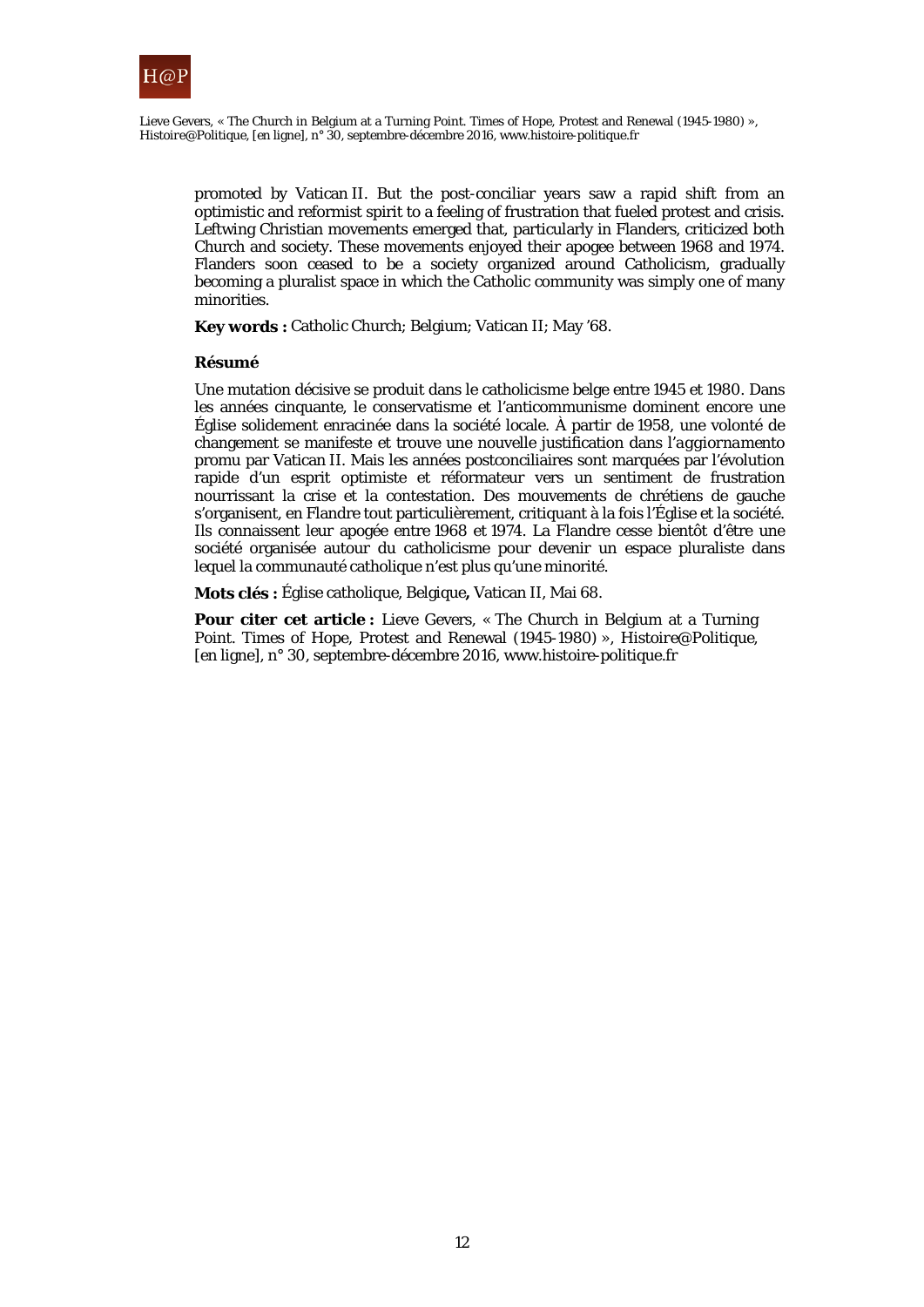promoted by Vatican II. But the post-conciliar years saw a rapid shift from an optimistic and reformist spirit to a feeling of frustration that fueled protest and crisis. Leftwing Christian movements emerged that, particularly in Flanders, criticized both Church and society. These movements enjoyed their apogee between 1968 and 1974. Flanders soon ceased to be a society organized around Catholicism, gradually becoming a pluralist space in which the Catholic community was simply one of many minorities.

**Key words :** Catholic Church; Belgium; Vatican II; May '68.

**Résumé**

Une mutation décisive se produit dans le catholicisme belge entre 1945 et 1980. Dans les années cinquante, le conservatisme et l'anticommunisme dominent encore une Église solidement enracinée dans la société locale. À partir de 1958, une volonté de changement se manifeste et trouve une nouvelle justification dans l'*aggiornamento* promu par Vatican II. Mais les années postconciliaires sont marquées par l'évolution rapide d'un esprit optimiste et réformateur vers un sentiment de frustration nourrissant la crise et la contestation. Des mouvements de chrétiens de gauche s'organisent, en Flandre tout particulièrement, critiquant à la fois l'Église et la société. Ils connaissent leur apogée entre 1968 et 1974. La Flandre cesse bientôt d'être une société organisée autour du catholicisme pour devenir un espace pluraliste dans lequel la communauté catholique n'est plus qu'une minorité.

**Mots clés :** Église catholique, Belgique**,** Vatican II, Mai 68.

**Pour citer cet article :** Lieve Gevers, « The Church in Belgium at a Turning Point. Times of Hope, Protest and Renewal (1945-1980) », Histoire@Politique, [en ligne], n° 30, septembre-décembre 2016, www.histoire-politique.fr